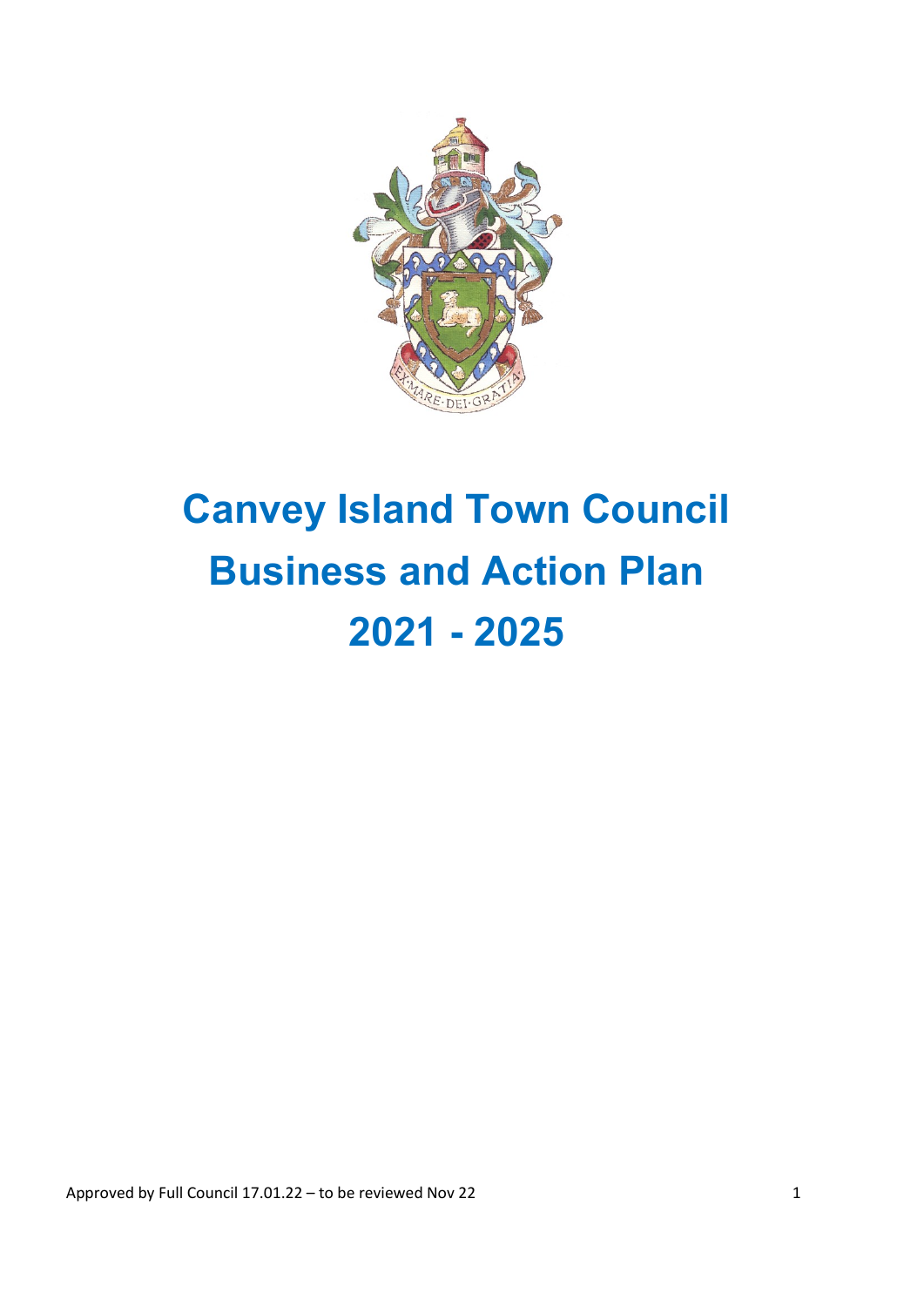# Canvey Island Town Council
# Business and Action Plan
# 2021 - 2025

Approved by Full Council 17.01.22 – to be reviewed Nov 22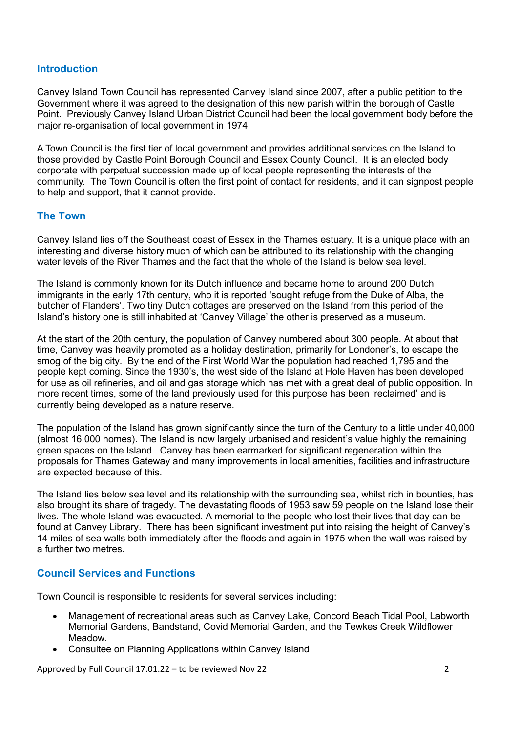## Introduction

Canvey Island Town Council has represented Canvey Island since 2007, after a public petition to the Government where it was agreed to the designation of this new parish within the borough of Castle Point. Previously Canvey Island Urban District Council had been the local government body before the major re-organisation of local government in 1974.

A Town Council is the first tier of local government and provides additional services on the Island to those provided by Castle Point Borough Council and Essex County Council. It is an elected body corporate with perpetual succession made up of local people representing the interests of the community. The Town Council is often the first point of contact for residents, and it can signpost people to help and support, that it cannot provide.

## The Town

Canvey Island lies off the Southeast coast of Essex in the Thames estuary. It is a unique place with an interesting and diverse history much of which can be attributed to its relationship with the changing water levels of the River Thames and the fact that the whole of the Island is below sea level.

The Island is commonly known for its Dutch influence and became home to around 200 Dutch immigrants in the early 17th century, who it is reported 'sought refuge from the Duke of Alba, the butcher of Flanders'. Two tiny Dutch cottages are preserved on the Island from this period of the Island's history one is still inhabited at 'Canvey Village' the other is preserved as a museum.

At the start of the 20th century, the population of Canvey numbered about 300 people. At about that time, Canvey was heavily promoted as a holiday destination, primarily for Londoner's, to escape the smog of the big city. By the end of the First World War the population had reached 1,795 and the people kept coming. Since the 1930's, the west side of the Island at Hole Haven has been developed for use as oil refineries, and oil and gas storage which has met with a great deal of public opposition. In more recent times, some of the land previously used for this purpose has been 'reclaimed' and is currently being developed as a nature reserve.

The population of the Island has grown significantly since the turn of the Century to a little under 40,000 (almost 16,000 homes). The Island is now largely urbanised and resident's value highly the remaining green spaces on the Island. Canvey has been earmarked for significant regeneration within the proposals for Thames Gateway and many improvements in local amenities, facilities and infrastructure are expected because of this.

The Island lies below sea level and its relationship with the surrounding sea, whilst rich in bounties, has also brought its share of tragedy. The devastating floods of 1953 saw 59 people on the Island lose their lives. The whole Island was evacuated. A memorial to the people who lost their lives that day can be found at Canvey Library. There has been significant investment put into raising the height of Canvey's 14 miles of sea walls both immediately after the floods and again in 1975 when the wall was raised by a further two metres.

## Council Services and Functions

Town Council is responsible to residents for several services including:

- Management of recreational areas such as Canvey Lake, Concord Beach Tidal Pool, Labworth Memorial Gardens, Bandstand, Covid Memorial Garden, and the Tewkes Creek Wildflower Meadow.
- Consultee on Planning Applications within Canvey Island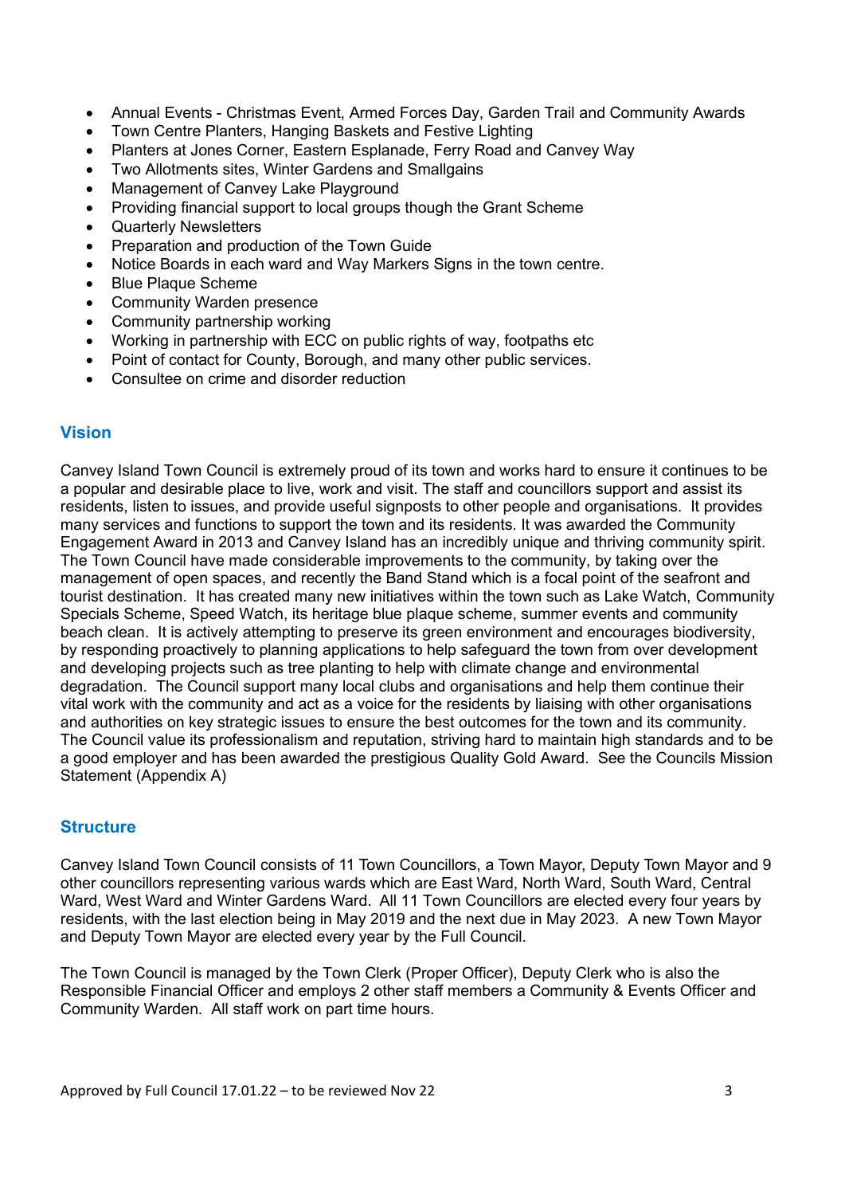- Annual Events - Christmas Event, Armed Forces Day, Garden Trail and Community Awards
- Town Centre Planters, Hanging Baskets and Festive Lighting
- Planters at Jones Corner, Eastern Esplanade, Ferry Road and Canvey Way
- Two Allotments sites, Winter Gardens and Smallgains
- Management of Canvey Lake Playground
- Providing financial support to local groups though the Grant Scheme
- Quarterly Newsletters
- Preparation and production of the Town Guide
- Notice Boards in each ward and Way Markers Signs in the town centre.
- Blue Plaque Scheme
- Community Warden presence
- Community partnership working
- Working in partnership with ECC on public rights of way, footpaths etc
- Point of contact for County, Borough, and many other public services.
- Consultee on crime and disorder reduction

## Vision

Canvey Island Town Council is extremely proud of its town and works hard to ensure it continues to be a popular and desirable place to live, work and visit. The staff and councillors support and assist its residents, listen to issues, and provide useful signposts to other people and organisations. It provides many services and functions to support the town and its residents. It was awarded the Community Engagement Award in 2013 and Canvey Island has an incredibly unique and thriving community spirit. The Town Council have made considerable improvements to the community, by taking over the management of open spaces, and recently the Band Stand which is a focal point of the seafront and tourist destination. It has created many new initiatives within the town such as Lake Watch, Community Specials Scheme, Speed Watch, its heritage blue plaque scheme, summer events and community beach clean. It is actively attempting to preserve its green environment and encourages biodiversity, by responding proactively to planning applications to help safeguard the town from over development and developing projects such as tree planting to help with climate change and environmental degradation. The Council support many local clubs and organisations and help them continue their vital work with the community and act as a voice for the residents by liaising with other organisations and authorities on key strategic issues to ensure the best outcomes for the town and its community. The Council value its professionalism and reputation, striving hard to maintain high standards and to be a good employer and has been awarded the prestigious Quality Gold Award. See the Councils Mission Statement (Appendix A)

## Structure

Canvey Island Town Council consists of 11 Town Councillors, a Town Mayor, Deputy Town Mayor and 9 other councillors representing various wards which are East Ward, North Ward, South Ward, Central Ward, West Ward and Winter Gardens Ward. All 11 Town Councillors are elected every four years by residents, with the last election being in May 2019 and the next due in May 2023. A new Town Mayor and Deputy Town Mayor are elected every year by the Full Council.

The Town Council is managed by the Town Clerk (Proper Officer), Deputy Clerk who is also the Responsible Financial Officer and employs 2 other staff members a Community & Events Officer and Community Warden. All staff work on part time hours.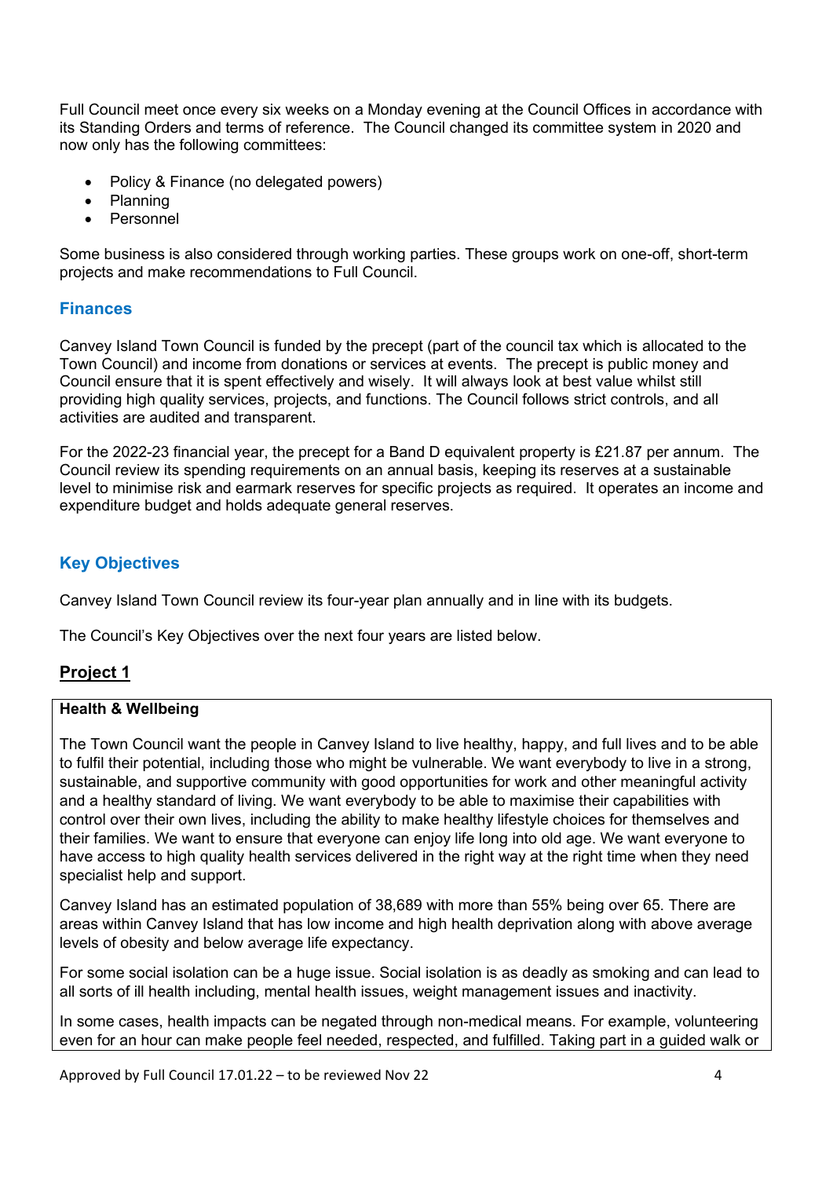Full Council meet once every six weeks on a Monday evening at the Council Offices in accordance with its Standing Orders and terms of reference. The Council changed its committee system in 2020 and now only has the following committees:

- Policy & Finance (no delegated powers)
- Planning
- Personnel

Some business is also considered through working parties. These groups work on one-off, short-term projects and make recommendations to Full Council.

## Finances

Canvey Island Town Council is funded by the precept (part of the council tax which is allocated to the Town Council) and income from donations or services at events. The precept is public money and Council ensure that it is spent effectively and wisely. It will always look at best value whilst still providing high quality services, projects, and functions. The Council follows strict controls, and all activities are audited and transparent.

For the 2022-23 financial year, the precept for a Band D equivalent property is £21.87 per annum. The Council review its spending requirements on an annual basis, keeping its reserves at a sustainable level to minimise risk and earmark reserves for specific projects as required. It operates an income and expenditure budget and holds adequate general reserves.

## Key Objectives

Canvey Island Town Council review its four-year plan annually and in line with its budgets.

The Council's Key Objectives over the next four years are listed below.

### Project 1

**Health & Wellbeing**

The Town Council want the people in Canvey Island to live healthy, happy, and full lives and to be able to fulfil their potential, including those who might be vulnerable. We want everybody to live in a strong, sustainable, and supportive community with good opportunities for work and other meaningful activity and a healthy standard of living. We want everybody to be able to maximise their capabilities with control over their own lives, including the ability to make healthy lifestyle choices for themselves and their families. We want to ensure that everyone can enjoy life long into old age. We want everyone to have access to high quality health services delivered in the right way at the right time when they need specialist help and support.

Canvey Island has an estimated population of 38,689 with more than 55% being over 65. There are areas within Canvey Island that has low income and high health deprivation along with above average levels of obesity and below average life expectancy.

For some social isolation can be a huge issue. Social isolation is as deadly as smoking and can lead to all sorts of ill health including, mental health issues, weight management issues and inactivity.

In some cases, health impacts can be negated through non-medical means. For example, volunteering even for an hour can make people feel needed, respected, and fulfilled. Taking part in a guided walk or

Approved by Full Council 17.01.22 – to be reviewed Nov 22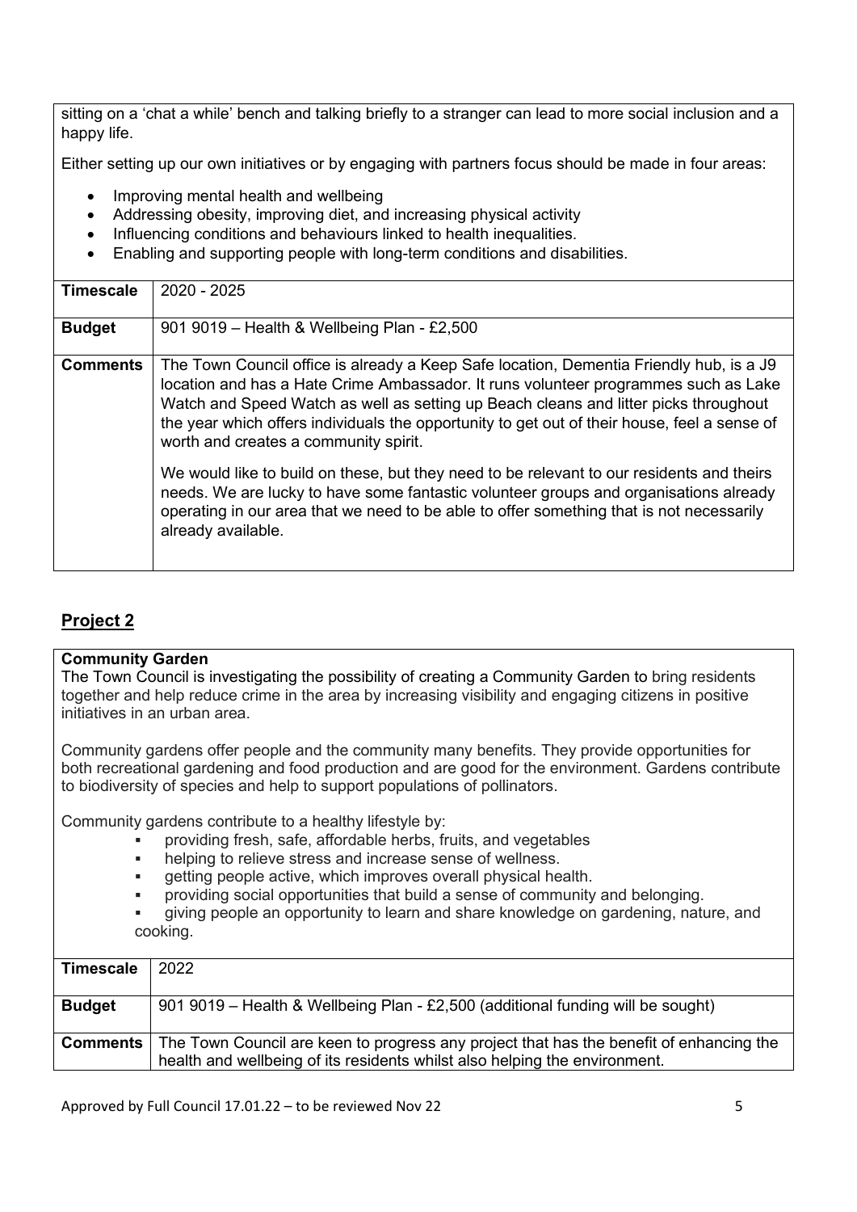sitting on a 'chat a while' bench and talking briefly to a stranger can lead to more social inclusion and a happy life.

Either setting up our own initiatives or by engaging with partners focus should be made in four areas:

- Improving mental health and wellbeing
- Addressing obesity, improving diet, and increasing physical activity
- Influencing conditions and behaviours linked to health inequalities.
- Enabling and supporting people with long-term conditions and disabilities.

| **Timescale** | 2020 - 2025 |
|---|---|
| **Budget** | 901 9019 – Health & Wellbeing Plan - £2,500 |
| **Comments** | The Town Council office is already a Keep Safe location, Dementia Friendly hub, is a J9 location and has a Hate Crime Ambassador. It runs volunteer programmes such as Lake Watch and Speed Watch as well as setting up Beach cleans and litter picks throughout the year which offers individuals the opportunity to get out of their house, feel a sense of worth and creates a community spirit.<br><br>We would like to build on these, but they need to be relevant to our residents and theirs needs. We are lucky to have some fantastic volunteer groups and organisations already operating in our area that we need to be able to offer something that is not necessarily already available. |

## Project 2

**Community Garden**

The Town Council is investigating the possibility of creating a Community Garden to bring residents together and help reduce crime in the area by increasing visibility and engaging citizens in positive initiatives in an urban area.

Community gardens offer people and the community many benefits. They provide opportunities for both recreational gardening and food production and are good for the environment. Gardens contribute to biodiversity of species and help to support populations of pollinators.

Community gardens contribute to a healthy lifestyle by:

- providing fresh, safe, affordable herbs, fruits, and vegetables
- helping to relieve stress and increase sense of wellness.
- getting people active, which improves overall physical health.
- providing social opportunities that build a sense of community and belonging.
- giving people an opportunity to learn and share knowledge on gardening, nature, and cooking.

| **Timescale** | 2022 |
|---|---|
| **Budget** | 901 9019 – Health & Wellbeing Plan - £2,500 (additional funding will be sought) |
| **Comments** | The Town Council are keen to progress any project that has the benefit of enhancing the health and wellbeing of its residents whilst also helping the environment. |

Approved by Full Council 17.01.22 – to be reviewed Nov 22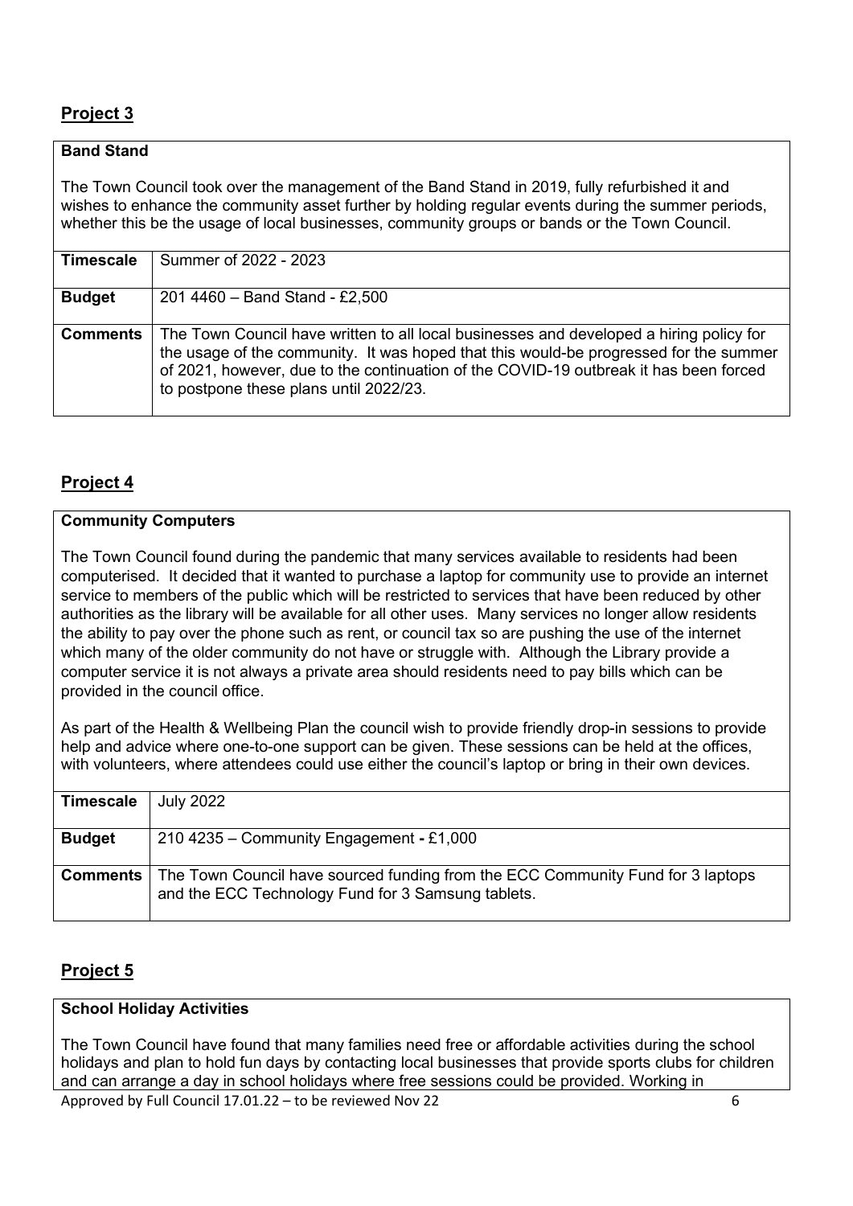## Project 3

| **Band Stand** | |
|---|---|
| The Town Council took over the management of the Band Stand in 2019, fully refurbished it and wishes to enhance the community asset further by holding regular events during the summer periods, whether this be the usage of local businesses, community groups or bands or the Town Council. | |
| **Timescale** | Summer of 2022 - 2023 |
| **Budget** | 201 4460 – Band Stand - £2,500 |
| **Comments** | The Town Council have written to all local businesses and developed a hiring policy for the usage of the community. It was hoped that this would-be progressed for the summer of 2021, however, due to the continuation of the COVID-19 outbreak it has been forced to postpone these plans until 2022/23. |

## Project 4

| **Community Computers** | |
|---|---|
| The Town Council found during the pandemic that many services available to residents had been computerised. It decided that it wanted to purchase a laptop for community use to provide an internet service to members of the public which will be restricted to services that have been reduced by other authorities as the library will be available for all other uses. Many services no longer allow residents the ability to pay over the phone such as rent, or council tax so are pushing the use of the internet which many of the older community do not have or struggle with. Although the Library provide a computer service it is not always a private area should residents need to pay bills which can be provided in the council office. <br><br> As part of the Health & Wellbeing Plan the council wish to provide friendly drop-in sessions to provide help and advice where one-to-one support can be given. These sessions can be held at the offices, with volunteers, where attendees could use either the council's laptop or bring in their own devices. | |
| **Timescale** | July 2022 |
| **Budget** | 210 4235 – Community Engagement **-** £1,000 |
| **Comments** | The Town Council have sourced funding from the ECC Community Fund for 3 laptops and the ECC Technology Fund for 3 Samsung tablets. |

## Project 5

| **School Holiday Activities** |
|---|
| The Town Council have found that many families need free or affordable activities during the school holidays and plan to hold fun days by contacting local businesses that provide sports clubs for children and can arrange a day in school holidays where free sessions could be provided. Working in |

Approved by Full Council 17.01.22 – to be reviewed Nov 22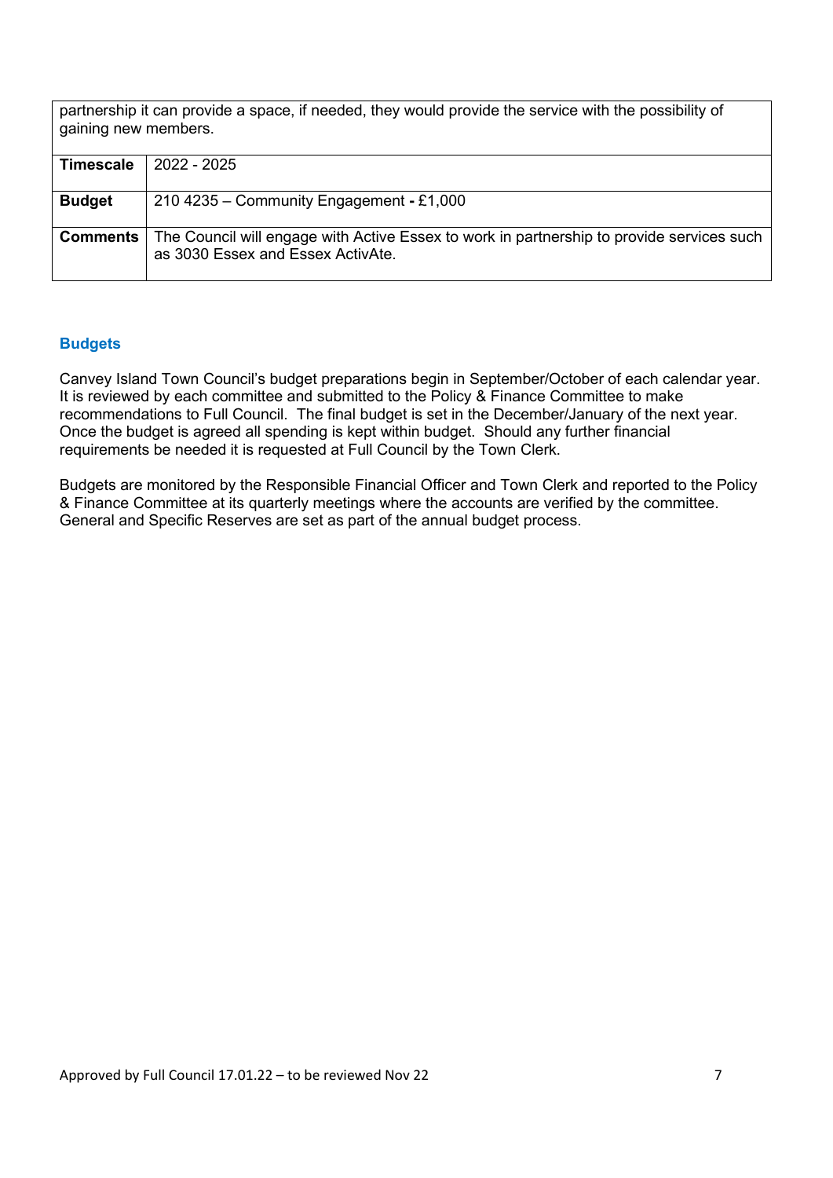| partnership it can provide a space, if needed, they would provide the service with the possibility of gaining new members. | |
|---|---|
| **Timescale** | 2022 - 2025 |
| **Budget** | 210 4235 – Community Engagement **-** £1,000 |
| **Comments** | The Council will engage with Active Essex to work in partnership to provide services such as 3030 Essex and Essex ActivAte. |

## Budgets

Canvey Island Town Council's budget preparations begin in September/October of each calendar year. It is reviewed by each committee and submitted to the Policy & Finance Committee to make recommendations to Full Council. The final budget is set in the December/January of the next year. Once the budget is agreed all spending is kept within budget. Should any further financial requirements be needed it is requested at Full Council by the Town Clerk.

Budgets are monitored by the Responsible Financial Officer and Town Clerk and reported to the Policy & Finance Committee at its quarterly meetings where the accounts are verified by the committee. General and Specific Reserves are set as part of the annual budget process.

Approved by Full Council 17.01.22 – to be reviewed Nov 22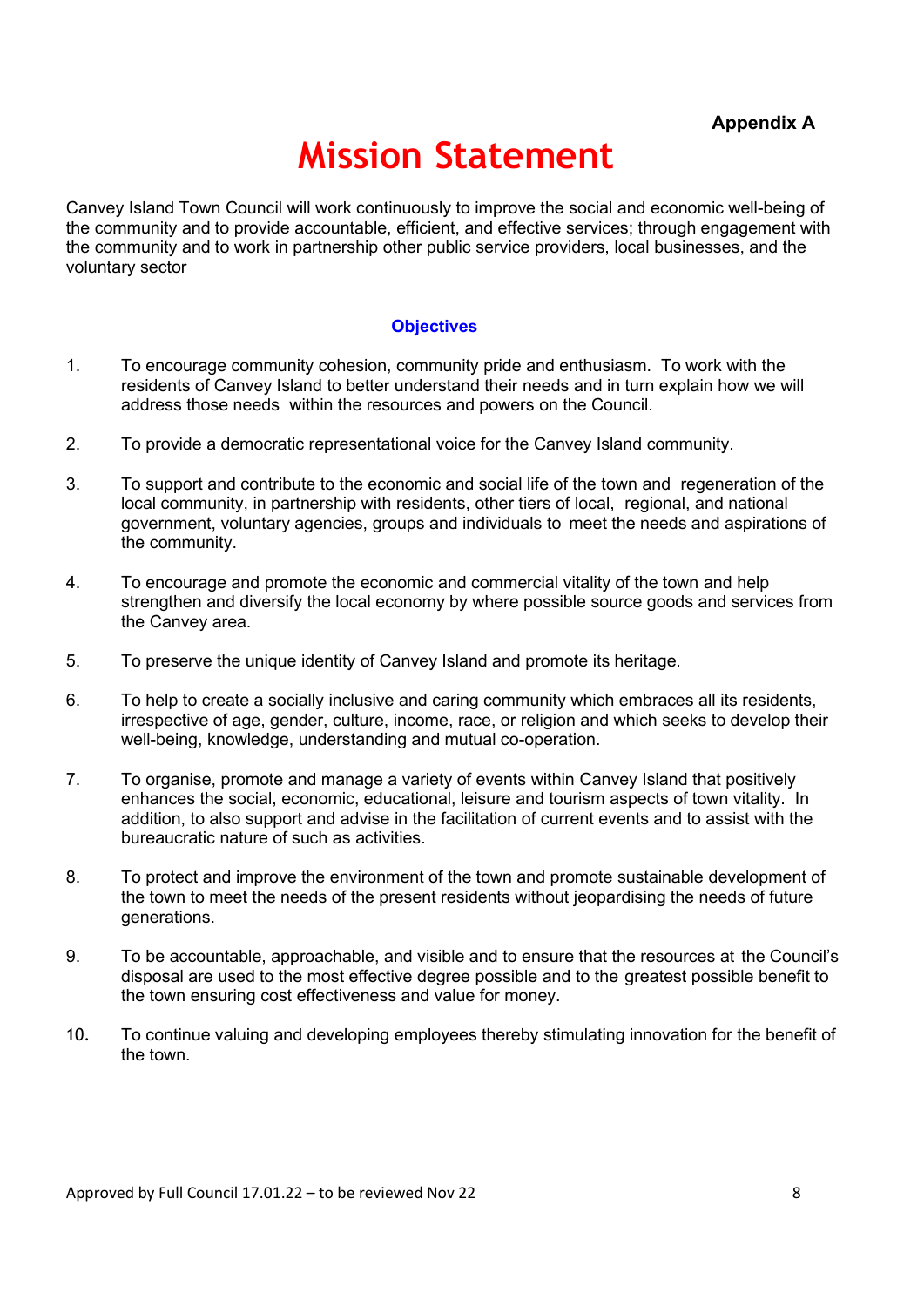**Appendix A**

# Mission Statement

Canvey Island Town Council will work continuously to improve the social and economic well-being of the community and to provide accountable, efficient, and effective services; through engagement with the community and to work in partnership other public service providers, local businesses, and the voluntary sector

## Objectives

1. To encourage community cohesion, community pride and enthusiasm. To work with the residents of Canvey Island to better understand their needs and in turn explain how we will address those needs within the resources and powers on the Council.

2. To provide a democratic representational voice for the Canvey Island community.

3. To support and contribute to the economic and social life of the town and regeneration of the local community, in partnership with residents, other tiers of local, regional, and national government, voluntary agencies, groups and individuals to meet the needs and aspirations of the community.

4. To encourage and promote the economic and commercial vitality of the town and help strengthen and diversify the local economy by where possible source goods and services from the Canvey area.

5. To preserve the unique identity of Canvey Island and promote its heritage.

6. To help to create a socially inclusive and caring community which embraces all its residents, irrespective of age, gender, culture, income, race, or religion and which seeks to develop their well-being, knowledge, understanding and mutual co-operation.

7. To organise, promote and manage a variety of events within Canvey Island that positively enhances the social, economic, educational, leisure and tourism aspects of town vitality. In addition, to also support and advise in the facilitation of current events and to assist with the bureaucratic nature of such as activities.

8. To protect and improve the environment of the town and promote sustainable development of the town to meet the needs of the present residents without jeopardising the needs of future generations.

9. To be accountable, approachable, and visible and to ensure that the resources at the Council's disposal are used to the most effective degree possible and to the greatest possible benefit to the town ensuring cost effectiveness and value for money.

10. To continue valuing and developing employees thereby stimulating innovation for the benefit of the town.

Approved by Full Council 17.01.22 – to be reviewed Nov 22